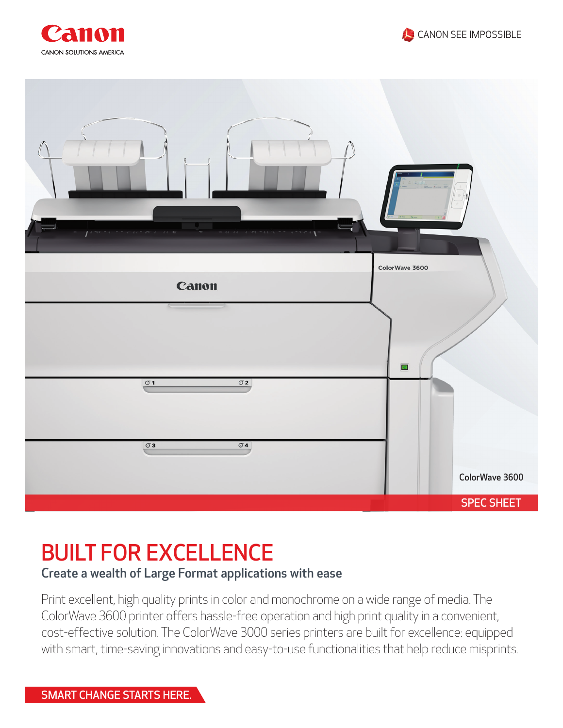Canon

CANON SOLUTIONS AMERICA

CANON SEE IMPOSSIBLE

ColorWave 3600

SPEC SHEET

# BUILT FOR EXCELLENCE

## Create a wealth of Large Format applications with ease

Print excellent, high quality prints in color and monochrome on a wide range of media. The ColorWave 3600 printer offers hassle-free operation and high print quality in a convenient, cost-effective solution. The ColorWave 3000 series printers are built for excellence: equipped with smart, time-saving innovations and easy-to-use functionalities that help reduce misprints.

SMART CHANGE STARTS HERE.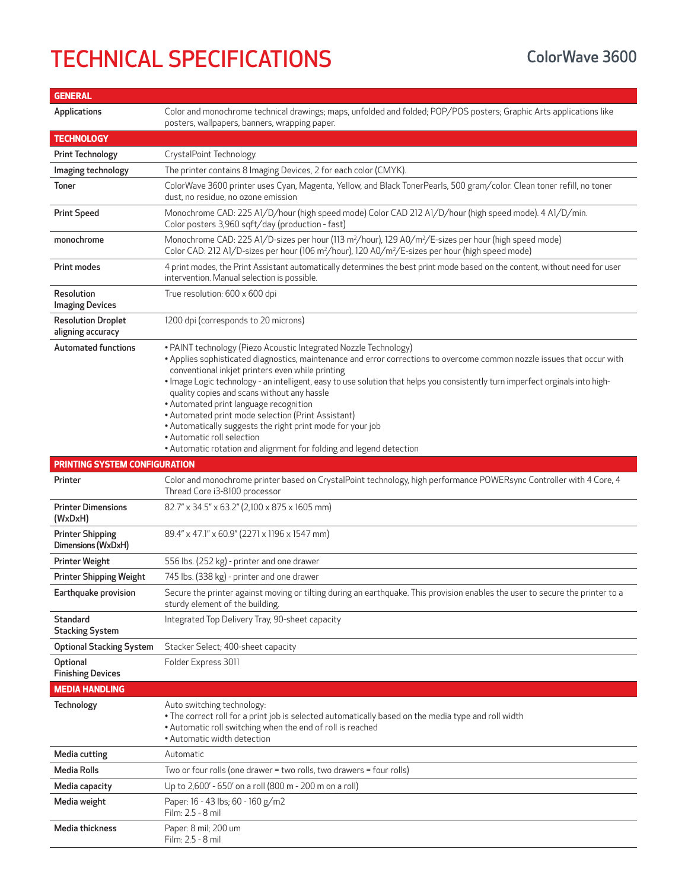# TECHNICAL SPECIFICATIONS

## ColorWave 3600

| GENERAL | |
|---|---|
| Applications | Color and monochrome technical drawings; maps, unfolded and folded; POP/POS posters; Graphic Arts applications like posters, wallpapers, banners, wrapping paper. |
| **TECHNOLOGY** | |
| Print Technology | CrystalPoint Technology. |
| Imaging technology | The printer contains 8 Imaging Devices, 2 for each color (CMYK). |
| Toner | ColorWave 3600 printer uses Cyan, Magenta, Yellow, and Black TonerPearls, 500 gram/color. Clean toner refill, no toner dust, no residue, no ozone emission |
| Print Speed | Monochrome CAD: 225 A1/D/hour (high speed mode) Color CAD 212 A1/D/hour (high speed mode). 4 A1/D/min.<br>Color posters 3,960 sqft/day (production - fast) |
| monochrome | Monochrome CAD: 225 A1/D-sizes per hour (113 $m^2$/hour), 129 A0/$m^2$/E-sizes per hour (high speed mode)<br>Color CAD: 212 A1/D-sizes per hour (106 $m^2$/hour), 120 A0/$m^2$/E-sizes per hour (high speed mode) |
| Print modes | 4 print modes, the Print Assistant automatically determines the best print mode based on the content, without need for user intervention. Manual selection is possible. |
| Resolution Imaging Devices | True resolution: 600 x 600 dpi |
| Resolution Droplet aligning accuracy | 1200 dpi (corresponds to 20 microns) |
| Automated functions | • PAINT technology (Piezo Acoustic Integrated Nozzle Technology)<br>• Applies sophisticated diagnostics, maintenance and error corrections to overcome common nozzle issues that occur with conventional inkjet printers even while printing<br>• Image Logic technology - an intelligent, easy to use solution that helps you consistently turn imperfect orginals into high-quality copies and scans without any hassle<br>• Automated print language recognition<br>• Automated print mode selection (Print Assistant)<br>• Automatically suggests the right print mode for your job<br>• Automatic roll selection<br>• Automatic rotation and alignment for folding and legend detection |
| **PRINTING SYSTEM CONFIGURATION** | |
| Printer | Color and monochrome printer based on CrystalPoint technology, high performance POWERsync Controller with 4 Core, 4 Thread Core i3-8100 processor |
| Printer Dimensions (WxDxH) | 82.7" x 34.5" x 63.2" (2,100 x 875 x 1605 mm) |
| Printer Shipping Dimensions (WxDxH) | 89.4" x 47.1" x 60.9" (2271 x 1196 x 1547 mm) |
| Printer Weight | 556 lbs. (252 kg) - printer and one drawer |
| Printer Shipping Weight | 745 lbs. (338 kg) - printer and one drawer |
| Earthquake provision | Secure the printer against moving or tilting during an earthquake. This provision enables the user to secure the printer to a sturdy element of the building. |
| Standard Stacking System | Integrated Top Delivery Tray, 90-sheet capacity |
| Optional Stacking System | Stacker Select; 400-sheet capacity |
| Optional Finishing Devices | Folder Express 3011 |
| **MEDIA HANDLING** | |
| Technology | Auto switching technology:<br>• The correct roll for a print job is selected automatically based on the media type and roll width<br>• Automatic roll switching when the end of roll is reached<br>• Automatic width detection |
| Media cutting | Automatic |
| Media Rolls | Two or four rolls (one drawer = two rolls, two drawers = four rolls) |
| Media capacity | Up to 2,600' - 650' on a roll (800 m - 200 m on a roll) |
| Media weight | Paper: 16 - 43 lbs; 60 - 160 g/m2<br>Film: 2.5 - 8 mil |
| Media thickness | Paper: 8 mil; 200 um<br>Film: 2.5 - 8 mil |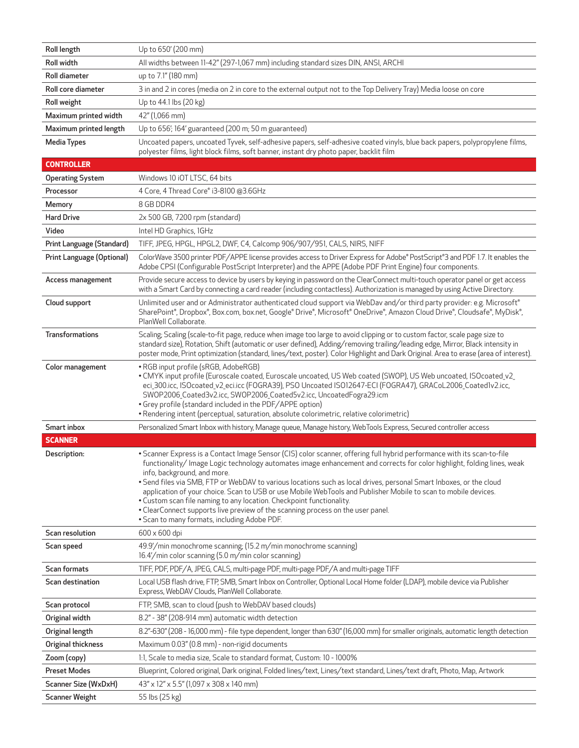| | |
|---|---|
| Roll length | Up to 650' (200 mm) |
| Roll width | All widths between 11-42" (297-1,067 mm) including standard sizes DIN, ANSI, ARCHI |
| Roll diameter | up to 7.1" (180 mm) |
| Roll core diameter | 3 in and 2 in cores (media on 2 in core to the external output not to the Top Delivery Tray) Media loose on core |
| Roll weight | Up to 44.1 lbs (20 kg) |
| Maximum printed width | 42" (1,066 mm) |
| Maximum printed length | Up to 656', 164' guaranteed (200 m; 50 m guaranteed) |
| Media Types | Uncoated papers, uncoated Tyvek, self-adhesive papers, self-adhesive coated vinyls, blue back papers, polypropylene films, polyester films, light block films, soft banner, instant dry photo paper, backlit film |
| **CONTROLLER** | |
| Operating System | Windows 10 iOT LTSC, 64 bits |
| Processor | 4 Core, 4 Thread Core® i3-8100 @3.6GHz |
| Memory | 8 GB DDR4 |
| Hard Drive | 2x 500 GB, 7200 rpm (standard) |
| Video | Intel HD Graphics, 1GHz |
| Print Language (Standard) | TIFF, JPEG, HPGL, HPGL2, DWF, C4, Calcomp 906/907/951, CALS, NIRS, NIFF |
| Print Language (Optional) | ColorWave 3500 printer PDF/APPE license provides access to Driver Express for Adobe® PostScript®3 and PDF 1.7. It enables the Adobe CPSI (Configurable PostScript Interpreter) and the APPE (Adobe PDF Print Engine) four components. |
| Access management | Provide secure access to device by users by keying in password on the ClearConnect multi-touch operator panel or get access with a Smart Card by connecting a card reader (including contactless). Authorization is managed by using Active Directory. |
| Cloud support | Unlimited user and or Administrator authenticated cloud support via WebDav and/or third party provider: e.g. Microsoft® SharePoint®, Dropbox®, Box.com, box.net, Google® Drive®, Microsoft® OneDrive®, Amazon Cloud Drive®, Cloudsafe®, MyDisk®, PlanWell Collaborate. |
| Transformations | Scaling; Scaling (scale-to-fit page, reduce when image too large to avoid clipping or to custom factor, scale page size to standard size), Rotation, Shift (automatic or user defined), Adding/removing trailing/leading edge, Mirror, Black intensity in poster mode, Print optimization (standard, lines/text, poster). Color Highlight and Dark Original. Area to erase (area of interest). |
| Color management | • RGB input profile (sRGB, AdobeRGB)<br>• CMYK input profile (Euroscale coated, Euroscale uncoated, US Web coated (SWOP), US Web uncoated, ISOcoated_v2_eci_300.icc, ISOcoated_v2_eci.icc (FOGRA39), PSO Uncoated ISO12647-ECI (FOGRA47), GRACoL2006_Coated1v2.icc, SWOP2006_Coated3v2.icc, SWOP2006_Coated5v2.icc, UncoatedFogra29.icm<br>• Grey profile (standard included in the PDF/APPE option)<br>• Rendering intent (perceptual, saturation, absolute colorimetric, relative colorimetric) |
| Smart inbox | Personalized Smart Inbox with history, Manage queue, Manage history, WebTools Express, Secured controller access |
| **SCANNER** | |
| Description: | • Scanner Express is a Contact Image Sensor (CIS) color scanner, offering full hybrid performance with its scan-to-file functionality/ Image Logic technology automates image enhancement and corrects for color highlight, folding lines, weak info, background, and more.<br>• Send files via SMB, FTP or WebDAV to various locations such as local drives, personal Smart Inboxes, or the cloud application of your choice. Scan to USB or use Mobile WebTools and Publisher Mobile to scan to mobile devices.<br>• Custom scan file naming to any location. Checkpoint functionality.<br>• ClearConnect supports live preview of the scanning process on the user panel.<br>• Scan to many formats, including Adobe PDF. |
| Scan resolution | 600 x 600 dpi |
| Scan speed | 49.9'/min monochrome scanning; (15.2 m/min monochrome scanning)<br>16.4'/min color scanning (5.0 m/min color scanning) |
| Scan formats | TIFF, PDF, PDF/A, JPEG, CALS, multi-page PDF, multi-page PDF/A and multi-page TIFF |
| Scan destination | Local USB flash drive, FTP, SMB, Smart Inbox on Controller, Optional Local Home folder (LDAP), mobile device via Publisher Express, WebDAV Clouds, PlanWell Collaborate. |
| Scan protocol | FTP, SMB, scan to cloud (push to WebDAV based clouds) |
| Original width | 8.2" - 38" (208-914 mm) automatic width detection |
| Original length | 8.2"-630" (208 - 16,000 mm) - file type dependent, longer than 630" (16,000 mm) for smaller originals, automatic length detection |
| Original thickness | Maximum 0.03" (0.8 mm) - non-rigid documents |
| Zoom (copy) | 1:1, Scale to media size, Scale to standard format, Custom: 10 - 1000% |
| Preset Modes | Blueprint, Colored original, Dark original, Folded lines/text, Lines/text standard, Lines/text draft, Photo, Map, Artwork |
| Scanner Size (WxDxH) | 43" x 12" x 5.5" (1,097 x 308 x 140 mm) |
| Scanner Weight | 55 lbs (25 kg) |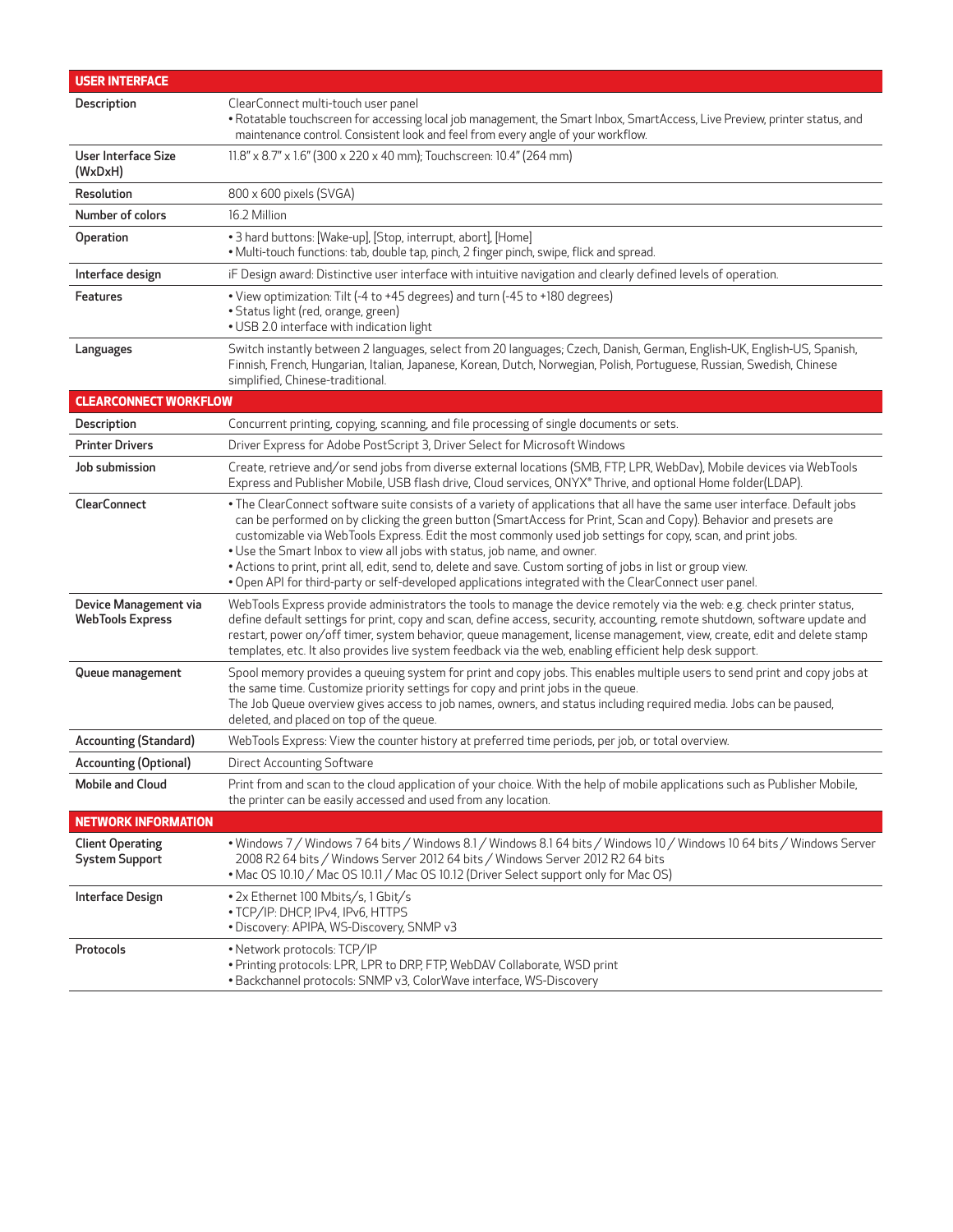| USER INTERFACE | |
|---|---|
| Description | ClearConnect multi-touch user panel<br>• Rotatable touchscreen for accessing local job management, the Smart Inbox, SmartAccess, Live Preview, printer status, and maintenance control. Consistent look and feel from every angle of your workflow. |
| User Interface Size (WxDxH) | 11.8" x 8.7" x 1.6" (300 x 220 x 40 mm); Touchscreen: 10.4" (264 mm) |
| Resolution | 800 x 600 pixels (SVGA) |
| Number of colors | 16.2 Million |
| Operation | • 3 hard buttons: [Wake-up], [Stop, interrupt, abort], [Home]<br>• Multi-touch functions: tab, double tap, pinch, 2 finger pinch, swipe, flick and spread. |
| Interface design | iF Design award: Distinctive user interface with intuitive navigation and clearly defined levels of operation. |
| Features | • View optimization: Tilt (-4 to +45 degrees) and turn (-45 to +180 degrees)<br>• Status light (red, orange, green)<br>• USB 2.0 interface with indication light |
| Languages | Switch instantly between 2 languages, select from 20 languages; Czech, Danish, German, English-UK, English-US, Spanish, Finnish, French, Hungarian, Italian, Japanese, Korean, Dutch, Norwegian, Polish, Portuguese, Russian, Swedish, Chinese simplified, Chinese-traditional. |

| CLEARCONNECT WORKFLOW | |
|---|---|
| Description | Concurrent printing, copying, scanning, and file processing of single documents or sets. |
| Printer Drivers | Driver Express for Adobe PostScript 3, Driver Select for Microsoft Windows |
| Job submission | Create, retrieve and/or send jobs from diverse external locations (SMB, FTP, LPR, WebDav), Mobile devices via WebTools Express and Publisher Mobile, USB flash drive, Cloud services, ONYX® Thrive, and optional Home folder(LDAP). |
| ClearConnect | • The ClearConnect software suite consists of a variety of applications that all have the same user interface. Default jobs can be performed on by clicking the green button (SmartAccess for Print, Scan and Copy). Behavior and presets are customizable via WebTools Express. Edit the most commonly used job settings for copy, scan, and print jobs.<br>• Use the Smart Inbox to view all jobs with status, job name, and owner.<br>• Actions to print, print all, edit, send to, delete and save. Custom sorting of jobs in list or group view.<br>• Open API for third-party or self-developed applications integrated with the ClearConnect user panel. |
| Device Management via WebTools Express | WebTools Express provide administrators the tools to manage the device remotely via the web: e.g. check printer status, define default settings for print, copy and scan, define access, security, accounting, remote shutdown, software update and restart, power on/off timer, system behavior, queue management, license management, view, create, edit and delete stamp templates, etc. It also provides live system feedback via the web, enabling efficient help desk support. |
| Queue management | Spool memory provides a queuing system for print and copy jobs. This enables multiple users to send print and copy jobs at the same time. Customize priority settings for copy and print jobs in the queue.<br>The Job Queue overview gives access to job names, owners, and status including required media. Jobs can be paused, deleted, and placed on top of the queue. |
| Accounting (Standard) | WebTools Express: View the counter history at preferred time periods, per job, or total overview. |
| Accounting (Optional) | Direct Accounting Software |
| Mobile and Cloud | Print from and scan to the cloud application of your choice. With the help of mobile applications such as Publisher Mobile, the printer can be easily accessed and used from any location. |

| NETWORK INFORMATION | |
|---|---|
| Client Operating System Support | • Windows 7 / Windows 7 64 bits / Windows 8.1 / Windows 8.1 64 bits / Windows 10 / Windows 10 64 bits / Windows Server 2008 R2 64 bits / Windows Server 2012 64 bits / Windows Server 2012 R2 64 bits<br>• Mac OS 10.10 / Mac OS 10.11 / Mac OS 10.12 (Driver Select support only for Mac OS) |
| Interface Design | • 2x Ethernet 100 Mbits/s, 1 Gbit/s<br>• TCP/IP: DHCP, IPv4, IPv6, HTTPS<br>• Discovery: APIPA, WS-Discovery, SNMP v3 |
| Protocols | • Network protocols: TCP/IP<br>• Printing protocols: LPR, LPR to DRP, FTP, WebDAV Collaborate, WSD print<br>• Backchannel protocols: SNMP v3, ColorWave interface, WS-Discovery |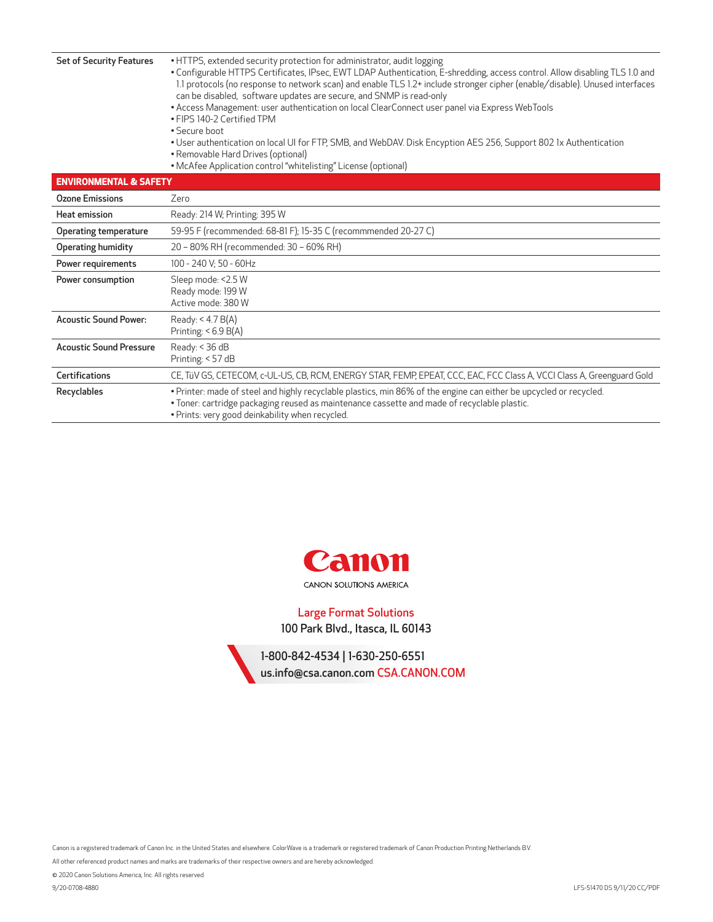| | |
|---|---|
| Set of Security Features | • HTTPS, extended security protection for administrator, audit logging<br>• Configurable HTTPS Certificates, IPsec, EWT LDAP Authentication, E-shredding, access control. Allow disabling TLS 1.0 and 1.1 protocols (no response to network scan) and enable TLS 1.2+ include stronger cipher (enable/disable). Unused interfaces can be disabled, software updates are secure, and SNMP is read-only<br>• Access Management: user authentication on local ClearConnect user panel via Express WebTools<br>• FIPS 140-2 Certified TPM<br>• Secure boot<br>• User authentication on local UI for FTP, SMB, and WebDAV. Disk Encyption AES 256, Support 802 1x Authentication<br>• Removable Hard Drives (optional)<br>• McAfee Application control "whitelisting" License (optional) |
| **ENVIRONMENTAL & SAFETY** | |
| Ozone Emissions | Zero |
| Heat emission | Ready: 214 W; Printing: 395 W |
| Operating temperature | 59-95 F (recommended: 68-81 F); 15-35 C (recommmended 20-27 C) |
| Operating humidity | 20 – 80% RH (recommended: 30 – 60% RH) |
| Power requirements | 100 - 240 V; 50 - 60Hz |
| Power consumption | Sleep mode: <2.5 W<br>Ready mode: 199 W<br>Active mode: 380 W |
| Acoustic Sound Power: | Ready: < 4.7 B(A)<br>Printing: < 6.9 B(A) |
| Acoustic Sound Pressure | Ready: < 36 dB<br>Printing: < 57 dB |
| Certifications | CE, TüV GS, CETECOM, c-UL-US, CB, RCM, ENERGY STAR, FEMP, EPEAT, CCC, EAC, FCC Class A, VCCI Class A, Greenguard Gold |
| Recyclables | • Printer: made of steel and highly recyclable plastics, min 86% of the engine can either be upcycled or recycled.<br>• Toner: cartridge packaging reused as maintenance cassette and made of recyclable plastic.<br>• Prints: very good deinkability when recycled. |

Canon

CANON SOLUTIONS AMERICA

Large Format Solutions

100 Park Blvd., Itasca, IL 60143

1-800-842-4534 | 1-630-250-6551

us.info@csa.canon.com CSA.CANON.COM

Canon is a registered trademark of Canon Inc. in the United States and elsewhere. ColorWave is a trademark or registered trademark of Canon Production Printing Netherlands B.V.

All other referenced product names and marks are trademarks of their respective owners and are hereby acknowledged.

© 2020 Canon Solutions America, Inc. All rights reserved.

9/20-0708-4880

LFS-51470 DS 9/11/20 CC/PDF